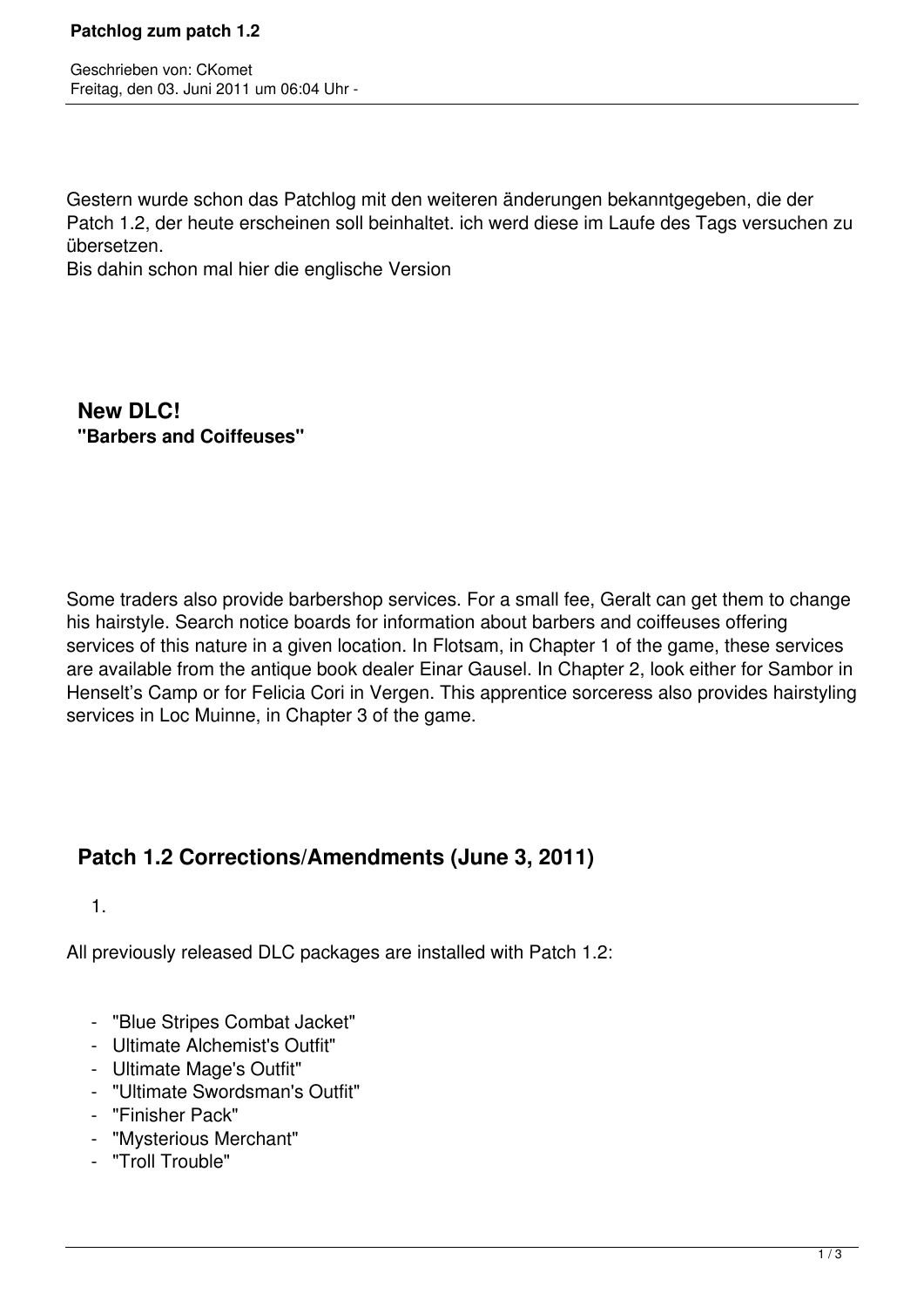Gestern wurde schon das Patchlog mit den weiteren änderungen bekanntgegeben, die der Patch 1.2, der heute erscheinen soll beinhaltet. ich werd diese im Laufe des Tags versuchen zu übersetzen.
Bis dahin schon mal hier die englische Version

## New DLC!
**"Barbers and Coiffeuses"**

Some traders also provide barbershop services. For a small fee, Geralt can get them to change his hairstyle. Search notice boards for information about barbers and coiffeuses offering services of this nature in a given location. In Flotsam, in Chapter 1 of the game, these services are available from the antique book dealer Einar Gausel. In Chapter 2, look either for Sambor in Henselt's Camp or for Felicia Cori in Vergen. This apprentice sorceress also provides hairstyling services in Loc Muinne, in Chapter 3 of the game.

## Patch 1.2 Corrections/Amendments (June 3, 2011)

1.

All previously released DLC packages are installed with Patch 1.2:

- "Blue Stripes Combat Jacket"
- Ultimate Alchemist's Outfit"
- Ultimate Mage's Outfit"
- "Ultimate Swordsman's Outfit"
- "Finisher Pack"
- "Mysterious Merchant"
- "Troll Trouble"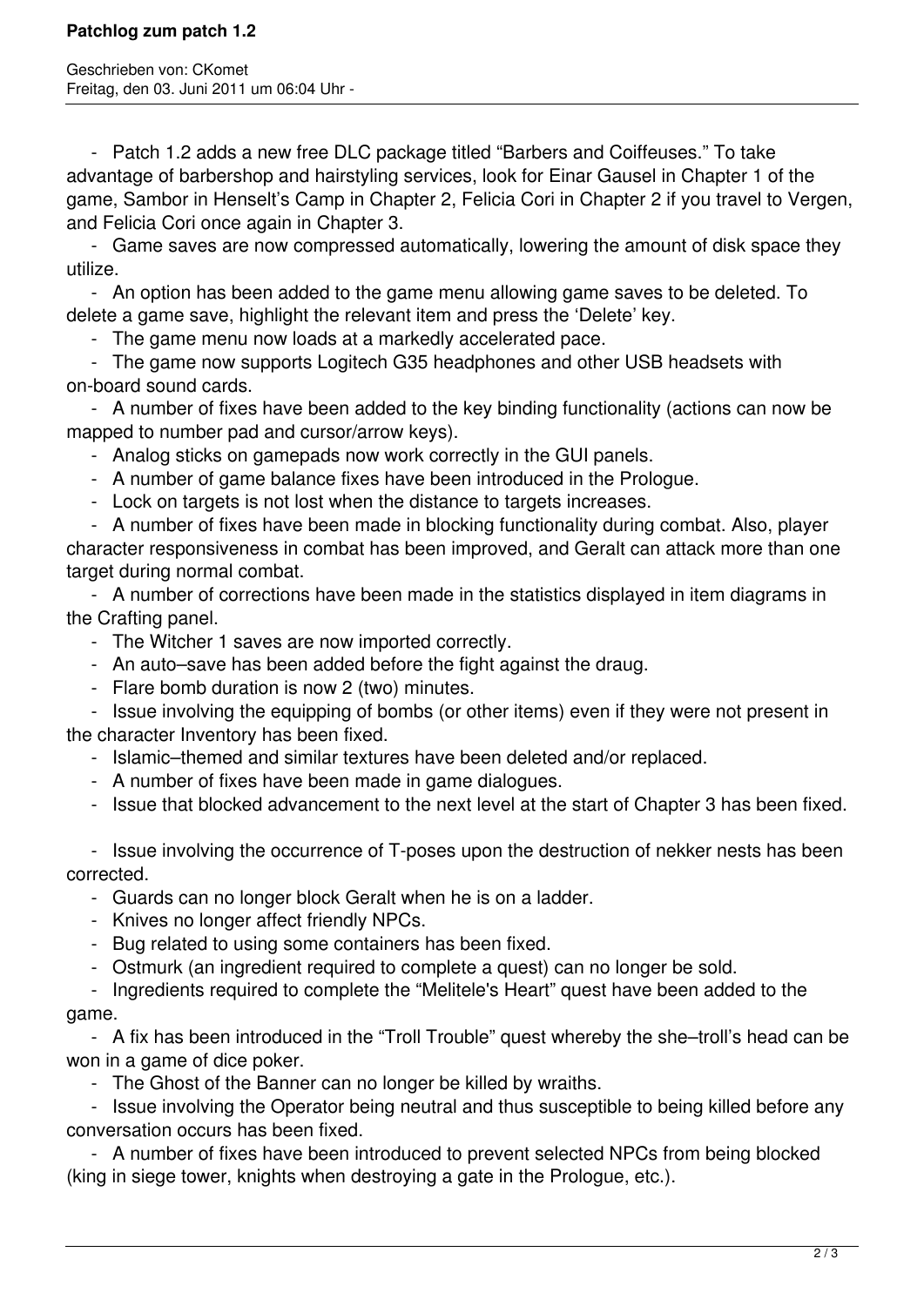- Patch 1.2 adds a new free DLC package titled “Barbers and Coiffeuses.” To take advantage of barbershop and hairstyling services, look for Einar Gausel in Chapter 1 of the game, Sambor in Henselt’s Camp in Chapter 2, Felicia Cori in Chapter 2 if you travel to Vergen, and Felicia Cori once again in Chapter 3.
- Game saves are now compressed automatically, lowering the amount of disk space they utilize.
- An option has been added to the game menu allowing game saves to be deleted. To delete a game save, highlight the relevant item and press the ‘Delete’ key.
- The game menu now loads at a markedly accelerated pace.
- The game now supports Logitech G35 headphones and other USB headsets with on-board sound cards.
- A number of fixes have been added to the key binding functionality (actions can now be mapped to number pad and cursor/arrow keys).
- Analog sticks on gamepads now work correctly in the GUI panels.
- A number of game balance fixes have been introduced in the Prologue.
- Lock on targets is not lost when the distance to targets increases.
- A number of fixes have been made in blocking functionality during combat. Also, player character responsiveness in combat has been improved, and Geralt can attack more than one target during normal combat.
- A number of corrections have been made in the statistics displayed in item diagrams in the Crafting panel.
- The Witcher 1 saves are now imported correctly.
- An auto–save has been added before the fight against the draug.
- Flare bomb duration is now 2 (two) minutes.
- Issue involving the equipping of bombs (or other items) even if they were not present in the character Inventory has been fixed.
- Islamic–themed and similar textures have been deleted and/or replaced.
- A number of fixes have been made in game dialogues.
- Issue that blocked advancement to the next level at the start of Chapter 3 has been fixed.
- Issue involving the occurrence of T-poses upon the destruction of nekker nests has been corrected.
- Guards can no longer block Geralt when he is on a ladder.
- Knives no longer affect friendly NPCs.
- Bug related to using some containers has been fixed.
- Ostmurk (an ingredient required to complete a quest) can no longer be sold.
- Ingredients required to complete the “Melitele's Heart” quest have been added to the game.
- A fix has been introduced in the “Troll Trouble” quest whereby the she–troll’s head can be won in a game of dice poker.
- The Ghost of the Banner can no longer be killed by wraiths.
- Issue involving the Operator being neutral and thus susceptible to being killed before any conversation occurs has been fixed.
- A number of fixes have been introduced to prevent selected NPCs from being blocked (king in siege tower, knights when destroying a gate in the Prologue, etc.).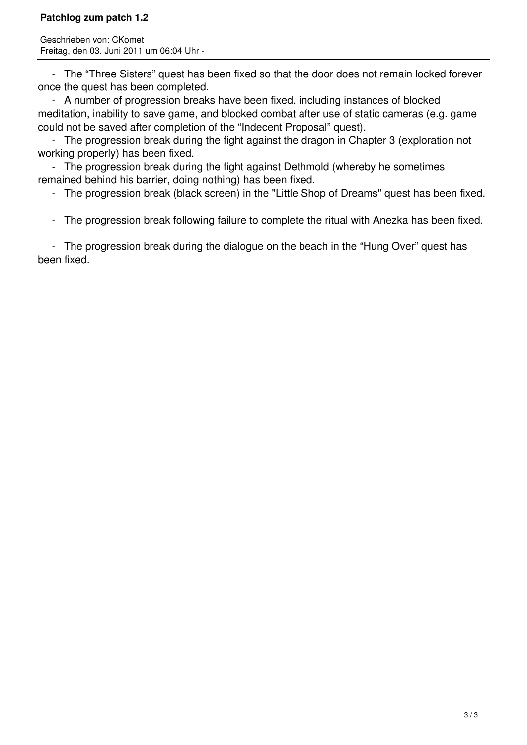- The “Three Sisters” quest has been fixed so that the door does not remain locked forever once the quest has been completed.
- A number of progression breaks have been fixed, including instances of blocked meditation, inability to save game, and blocked combat after use of static cameras (e.g. game could not be saved after completion of the “Indecent Proposal” quest).
- The progression break during the fight against the dragon in Chapter 3 (exploration not working properly) has been fixed.
- The progression break during the fight against Dethmold (whereby he sometimes remained behind his barrier, doing nothing) has been fixed.
- The progression break (black screen) in the "Little Shop of Dreams" quest has been fixed.
- The progression break following failure to complete the ritual with Anezka has been fixed.
- The progression break during the dialogue on the beach in the “Hung Over” quest has been fixed.